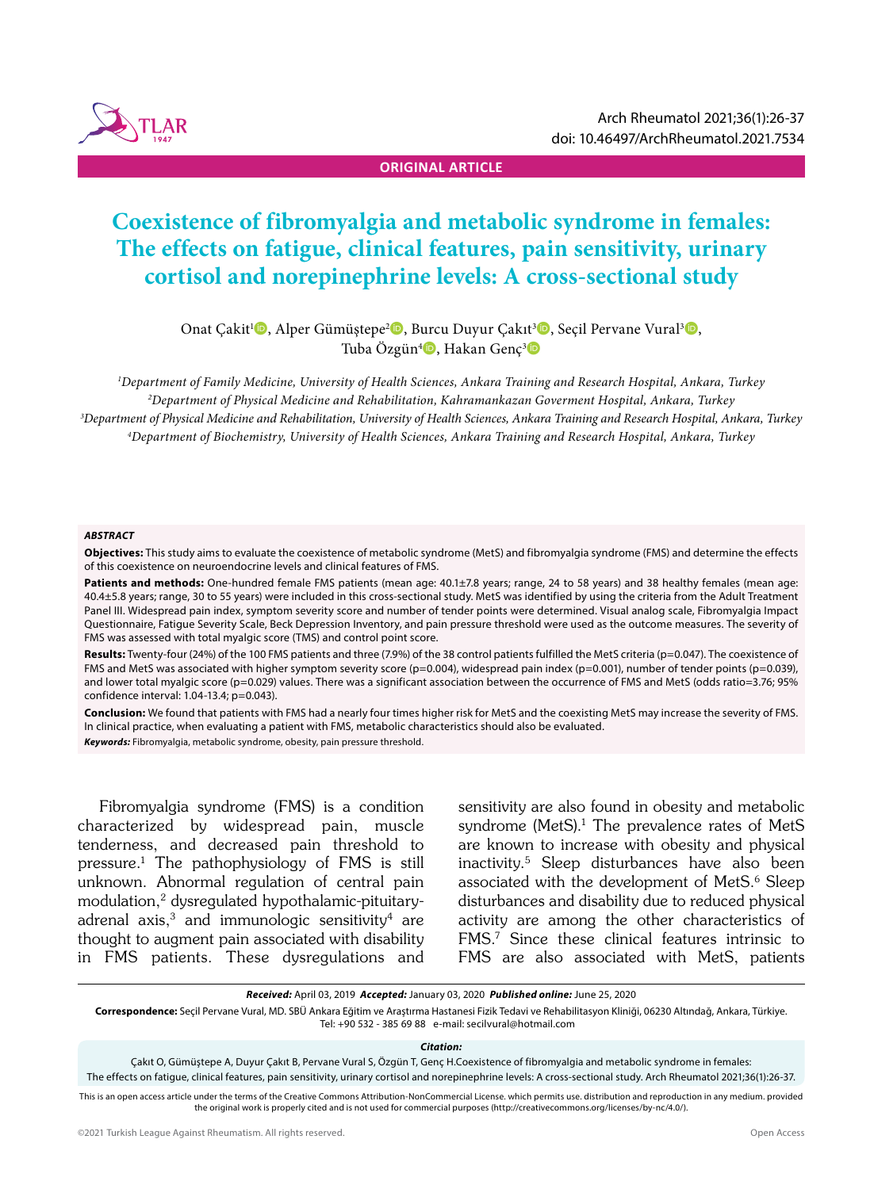ORIGINAL ARTICLE

# Coexistence of fibromyalgia and metabolic syndrome in females: The effects on fatigue, clinical features, pain sensitivity, urinary cortisol and norepinephrine levels: A cross-sectional study

Onat Çakıt[1], Alper Gümüştepe[2], Burcu Duyur Çakıt[3], Seçil Pervane Vural[3], Tuba Özgün[4], Hakan Genç[3]

[1]*Department of Family Medicine, University of Health Sciences, Ankara Training and Research Hospital, Ankara, Turkey*
[2]*Department of Physical Medicine and Rehabilitation, Kahramankazan Goverment Hospital, Ankara, Turkey*
[3]*Department of Physical Medicine and Rehabilitation, University of Health Sciences, Ankara Training and Research Hospital, Ankara, Turkey*
[4]*Department of Biochemistry, University of Health Sciences, Ankara Training and Research Hospital, Ankara, Turkey*

### ABSTRACT

**Objectives:** This study aims to evaluate the coexistence of metabolic syndrome (MetS) and fibromyalgia syndrome (FMS) and determine the effects of this coexistence on neuroendocrine levels and clinical features of FMS.

**Patients and methods:** One-hundred female FMS patients (mean age: 40.1±7.8 years; range, 24 to 58 years) and 38 healthy females (mean age: 40.4±5.8 years; range, 30 to 55 years) were included in this cross-sectional study. MetS was identified by using the criteria from the Adult Treatment Panel III. Widespread pain index, symptom severity score and number of tender points were determined. Visual analog scale, Fibromyalgia Impact Questionnaire, Fatigue Severity Scale, Beck Depression Inventory, and pain pressure threshold were used as the outcome measures. The severity of FMS was assessed with total myalgic score (TMS) and control point score.

**Results:** Twenty-four (24%) of the 100 FMS patients and three (7.9%) of the 38 control patients fulfilled the MetS criteria ($p=0.047$). The coexistence of FMS and MetS was associated with higher symptom severity score ($p=0.004$), widespread pain index ($p=0.001$), number of tender points ($p=0.039$), and lower total myalgic score ($p=0.029$) values. There was a significant association between the occurrence of FMS and MetS (odds ratio=3.76; 95% confidence interval: 1.04-13.4; $p=0.043$).

**Conclusion:** We found that patients with FMS had a nearly four times higher risk for MetS and the coexisting MetS may increase the severity of FMS. In clinical practice, when evaluating a patient with FMS, metabolic characteristics should also be evaluated.

***Keywords:*** Fibromyalgia, metabolic syndrome, obesity, pain pressure threshold.

Fibromyalgia syndrome (FMS) is a condition characterized by widespread pain, muscle tenderness, and decreased pain threshold to pressure.[1] The pathophysiology of FMS is still unknown. Abnormal regulation of central pain modulation,[2] dysregulated hypothalamic-pituitary-adrenal axis,[3] and immunologic sensitivity[4] are thought to augment pain associated with disability in FMS patients. These dysregulations and sensitivity are also found in obesity and metabolic syndrome (MetS).[1] The prevalence rates of MetS are known to increase with obesity and physical inactivity.[5] Sleep disturbances have also been associated with the development of MetS.[6] Sleep disturbances and disability due to reduced physical activity are among the other characteristics of FMS.[7] Since these clinical features intrinsic to FMS are also associated with MetS, patients

***Received:*** April 03, 2019 ***Accepted:*** January 03, 2020 ***Published online:*** June 25, 2020

**Correspondence:** Seçil Pervane Vural, MD. SBÜ Ankara Eğitim ve Araştırma Hastanesi Fizik Tedavi ve Rehabilitasyon Kliniği, 06230 Altındağ, Ankara, Türkiye. Tel: +90 532 - 385 69 88 e-mail: secilvural@hotmail.com

***Citation:***
Çakıt O, Gümüştepe A, Duyur Çakıt B, Pervane Vural S, Özgün T, Genç H.Coexistence of fibromyalgia and metabolic syndrome in females: The effects on fatigue, clinical features, pain sensitivity, urinary cortisol and norepinephrine levels: A cross-sectional study. Arch Rheumatol 2021;36(1):26-37.

This is an open access article under the terms of the Creative Commons Attribution-NonCommercial License. which permits use. distribution and reproduction in any medium. provided the original work is properly cited and is not used for commercial purposes (http://creativecommons.org/licenses/by-nc/4.0/).

©2021 Turkish League Against Rheumatism. All rights reserved.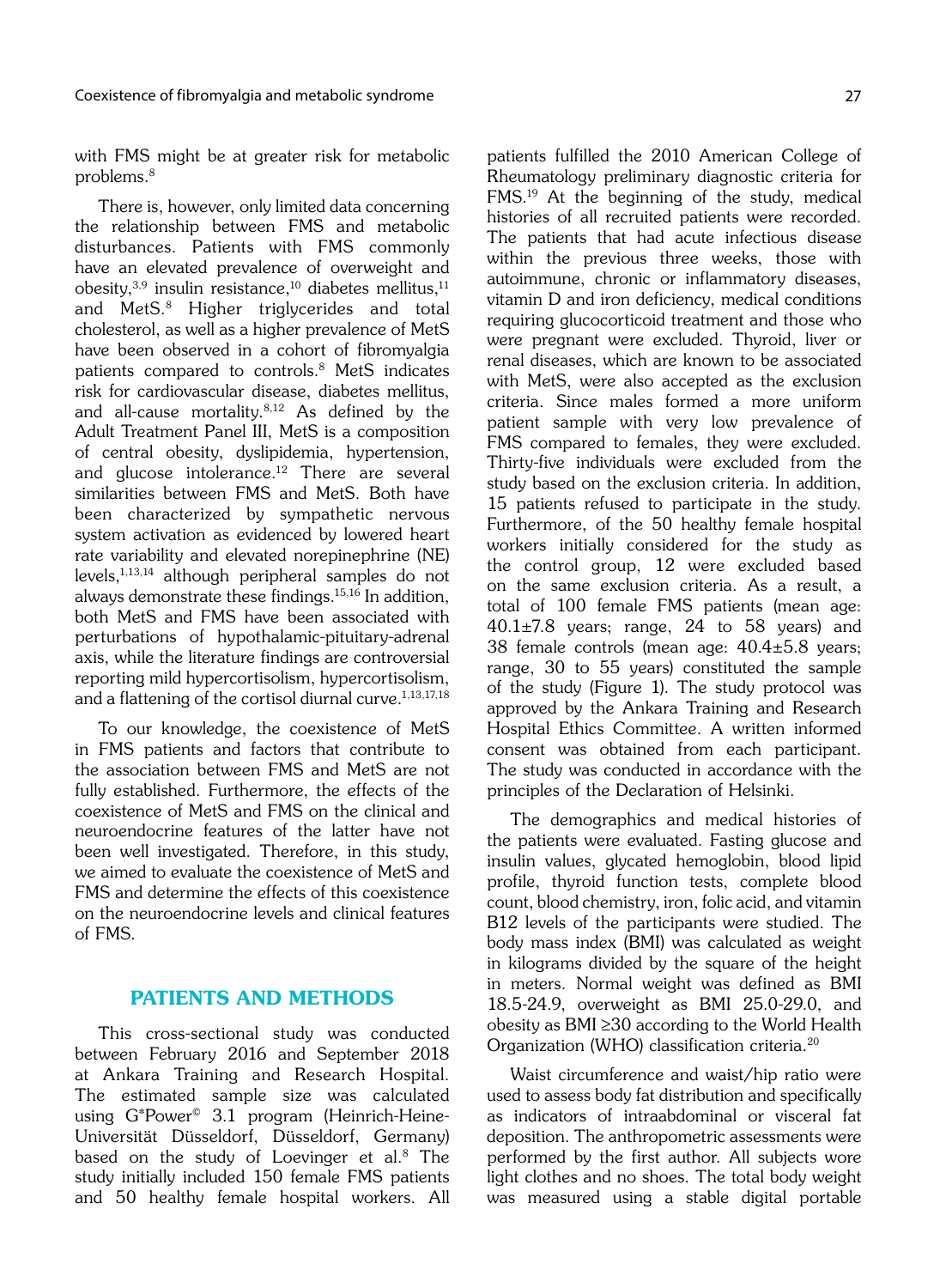with FMS might be at greater risk for metabolic problems.[8]

There is, however, only limited data concerning the relationship between FMS and metabolic disturbances. Patients with FMS commonly have an elevated prevalence of overweight and obesity,[3,9] insulin resistance,[10] diabetes mellitus,[11] and MetS.[8] Higher triglycerides and total cholesterol, as well as a higher prevalence of MetS have been observed in a cohort of fibromyalgia patients compared to controls.[8] MetS indicates risk for cardiovascular disease, diabetes mellitus, and all-cause mortality.[8,12] As defined by the Adult Treatment Panel III, MetS is a composition of central obesity, dyslipidemia, hypertension, and glucose intolerance.[12] There are several similarities between FMS and MetS. Both have been characterized by sympathetic nervous system activation as evidenced by lowered heart rate variability and elevated norepinephrine (NE) levels,[1,13,14] although peripheral samples do not always demonstrate these findings.[15,16] In addition, both MetS and FMS have been associated with perturbations of hypothalamic-pituitary-adrenal axis, while the literature findings are controversial reporting mild hypercortisolism, hypercortisolism, and a flattening of the cortisol diurnal curve.[1,13,17,18]

To our knowledge, the coexistence of MetS in FMS patients and factors that contribute to the association between FMS and MetS are not fully established. Furthermore, the effects of the coexistence of MetS and FMS on the clinical and neuroendocrine features of the latter have not been well investigated. Therefore, in this study, we aimed to evaluate the coexistence of MetS and FMS and determine the effects of this coexistence on the neuroendocrine levels and clinical features of FMS.

## PATIENTS AND METHODS

This cross-sectional study was conducted between February 2016 and September 2018 at Ankara Training and Research Hospital. The estimated sample size was calculated using G*Power© 3.1 program (Heinrich-Heine-Universität Düsseldorf, Düsseldorf, Germany) based on the study of Loevinger et al.[8] The study initially included 150 female FMS patients and 50 healthy female hospital workers. All patients fulfilled the 2010 American College of Rheumatology preliminary diagnostic criteria for FMS.[19] At the beginning of the study, medical histories of all recruited patients were recorded. The patients that had acute infectious disease within the previous three weeks, those with autoimmune, chronic or inflammatory diseases, vitamin D and iron deficiency, medical conditions requiring glucocorticoid treatment and those who were pregnant were excluded. Thyroid, liver or renal diseases, which are known to be associated with MetS, were also accepted as the exclusion criteria. Since males formed a more uniform patient sample with very low prevalence of FMS compared to females, they were excluded. Thirty-five individuals were excluded from the study based on the exclusion criteria. In addition, 15 patients refused to participate in the study. Furthermore, of the 50 healthy female hospital workers initially considered for the study as the control group, 12 were excluded based on the same exclusion criteria. As a result, a total of 100 female FMS patients (mean age: 40.1±7.8 years; range, 24 to 58 years) and 38 female controls (mean age: 40.4±5.8 years; range, 30 to 55 years) constituted the sample of the study (Figure 1). The study protocol was approved by the Ankara Training and Research Hospital Ethics Committee. A written informed consent was obtained from each participant. The study was conducted in accordance with the principles of the Declaration of Helsinki.

The demographics and medical histories of the patients were evaluated. Fasting glucose and insulin values, glycated hemoglobin, blood lipid profile, thyroid function tests, complete blood count, blood chemistry, iron, folic acid, and vitamin B12 levels of the participants were studied. The body mass index (BMI) was calculated as weight in kilograms divided by the square of the height in meters. Normal weight was defined as BMI 18.5-24.9, overweight as BMI 25.0-29.0, and obesity as BMI ≥30 according to the World Health Organization (WHO) classification criteria.[20]

Waist circumference and waist/hip ratio were used to assess body fat distribution and specifically as indicators of intraabdominal or visceral fat deposition. The anthropometric assessments were performed by the first author. All subjects wore light clothes and no shoes. The total body weight was measured using a stable digital portable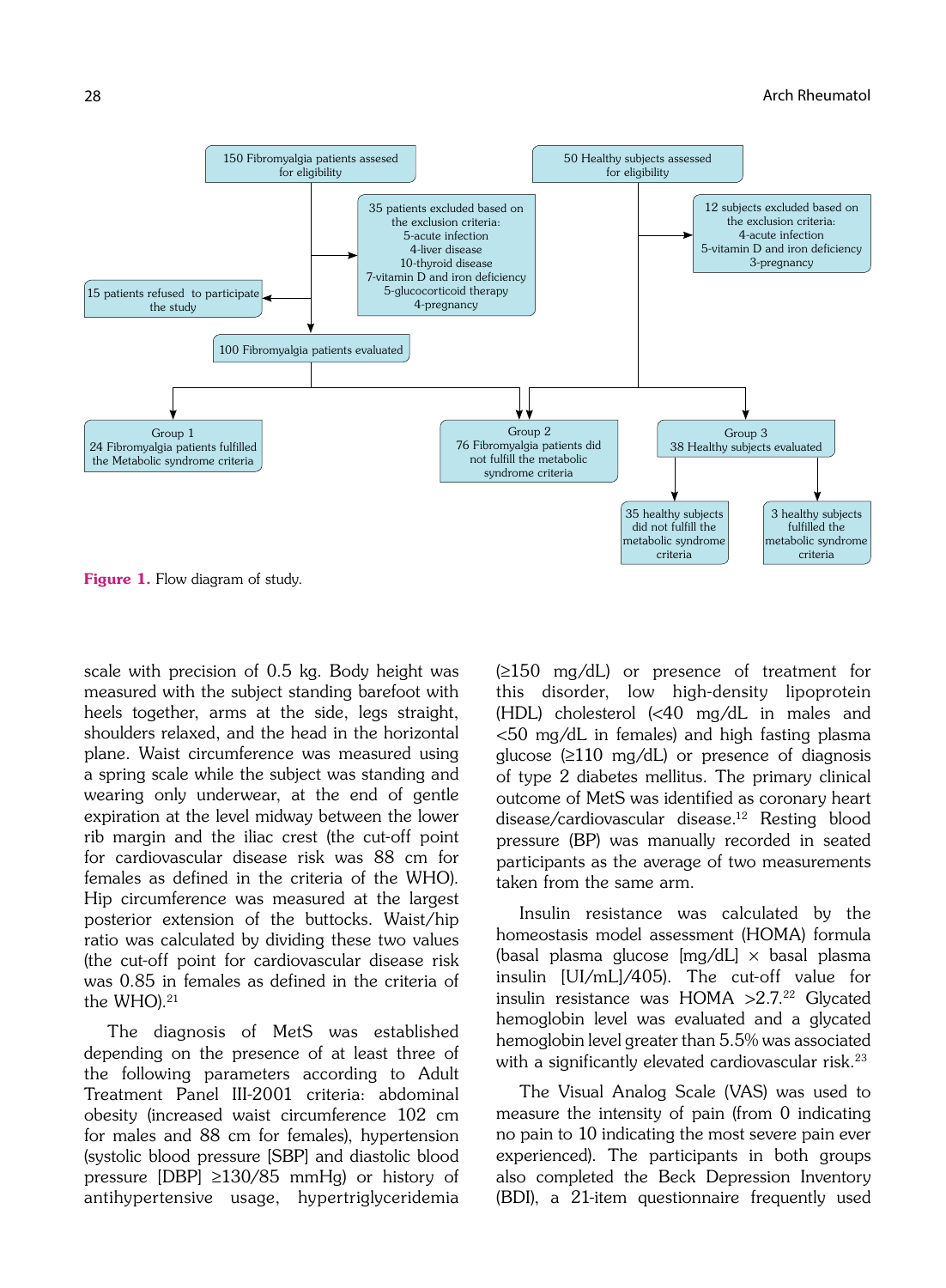150 Fibromyalgia patients assesed for eligibility

50 Healthy subjects assessed for eligibility

35 patients excluded based on the exclusion criteria:
5-acute infection
4-liver disease
10-thyroid disease
7-vitamin D and iron deficiency
5-glucocorticoid therapy
4-pregnancy

12 subjects excluded based on the exclusion criteria:
4-acute infection
5-vitamin D and iron deficiency
3-pregnancy

15 patients refused to participate the study

100 Fibromyalgia patients evaluated

Group 1
24 Fibromyalgia patients fulfilled the Metabolic syndrome criteria

Group 2
76 Fibromyalgia patients did not fulfill the metabolic syndrome criteria

Group 3
38 Healthy subjects evaluated

35 healthy subjects did not fulfill the metabolic syndrome criteria

3 healthy subjects fulfilled the metabolic syndrome criteria

**Figure 1.** Flow diagram of study.

scale with precision of 0.5 kg. Body height was measured with the subject standing barefoot with heels together, arms at the side, legs straight, shoulders relaxed, and the head in the horizontal plane. Waist circumference was measured using a spring scale while the subject was standing and wearing only underwear, at the end of gentle expiration at the level midway between the lower rib margin and the iliac crest (the cut-off point for cardiovascular disease risk was 88 cm for females as defined in the criteria of the WHO). Hip circumference was measured at the largest posterior extension of the buttocks. Waist/hip ratio was calculated by dividing these two values (the cut-off point for cardiovascular disease risk was 0.85 in females as defined in the criteria of the WHO).[21]

The diagnosis of MetS was established depending on the presence of at least three of the following parameters according to Adult Treatment Panel III-2001 criteria: abdominal obesity (increased waist circumference 102 cm for males and 88 cm for females), hypertension (systolic blood pressure [SBP] and diastolic blood pressure [DBP] ≥130/85 mmHg) or history of antihypertensive usage, hypertriglyceridemia (≥150 mg/dL) or presence of treatment for this disorder, low high-density lipoprotein (HDL) cholesterol (<40 mg/dL in males and <50 mg/dL in females) and high fasting plasma glucose (≥110 mg/dL) or presence of diagnosis of type 2 diabetes mellitus. The primary clinical outcome of MetS was identified as coronary heart disease/cardiovascular disease.[12] Resting blood pressure (BP) was manually recorded in seated participants as the average of two measurements taken from the same arm.

Insulin resistance was calculated by the homeostasis model assessment (HOMA) formula (basal plasma glucose [mg/dL] × basal plasma insulin [UI/mL]/405). The cut-off value for insulin resistance was HOMA >2.7.[22] Glycated hemoglobin level was evaluated and a glycated hemoglobin level greater than 5.5% was associated with a significantly elevated cardiovascular risk.[23]

The Visual Analog Scale (VAS) was used to measure the intensity of pain (from 0 indicating no pain to 10 indicating the most severe pain ever experienced). The participants in both groups also completed the Beck Depression Inventory (BDI), a 21-item questionnaire frequently used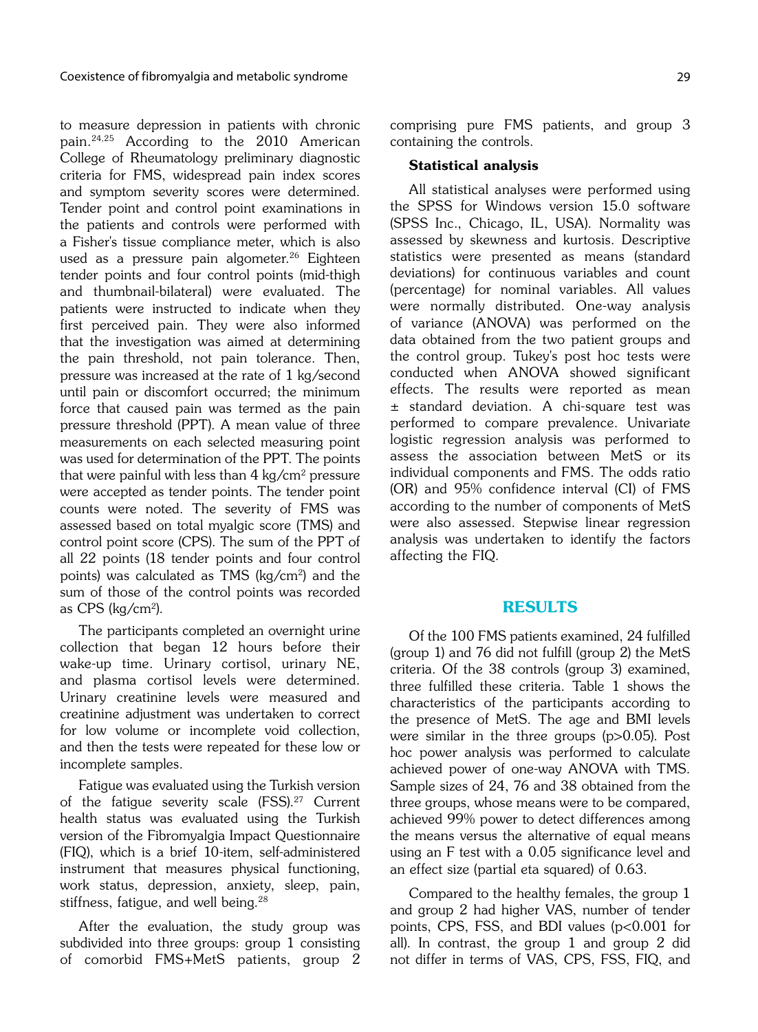to measure depression in patients with chronic pain.[24,25] According to the 2010 American College of Rheumatology preliminary diagnostic criteria for FMS, widespread pain index scores and symptom severity scores were determined. Tender point and control point examinations in the patients and controls were performed with a Fisher's tissue compliance meter, which is also used as a pressure pain algometer.[26] Eighteen tender points and four control points (mid-thigh and thumbnail-bilateral) were evaluated. The patients were instructed to indicate when they first perceived pain. They were also informed that the investigation was aimed at determining the pain threshold, not pain tolerance. Then, pressure was increased at the rate of 1 kg/second until pain or discomfort occurred; the minimum force that caused pain was termed as the pain pressure threshold (PPT). A mean value of three measurements on each selected measuring point was used for determination of the PPT. The points that were painful with less than 4 kg/cm$^2$ pressure were accepted as tender points. The tender point counts were noted. The severity of FMS was assessed based on total myalgic score (TMS) and control point score (CPS). The sum of the PPT of all 22 points (18 tender points and four control points) was calculated as TMS (kg/cm$^2$) and the sum of those of the control points was recorded as CPS (kg/cm$^2$).

The participants completed an overnight urine collection that began 12 hours before their wake-up time. Urinary cortisol, urinary NE, and plasma cortisol levels were determined. Urinary creatinine levels were measured and creatinine adjustment was undertaken to correct for low volume or incomplete void collection, and then the tests were repeated for these low or incomplete samples.

Fatigue was evaluated using the Turkish version of the fatigue severity scale (FSS).[27] Current health status was evaluated using the Turkish version of the Fibromyalgia Impact Questionnaire (FIQ), which is a brief 10-item, self-administered instrument that measures physical functioning, work status, depression, anxiety, sleep, pain, stiffness, fatigue, and well being.[28]

After the evaluation, the study group was subdivided into three groups: group 1 consisting of comorbid FMS+MetS patients, group 2 comprising pure FMS patients, and group 3 containing the controls.

### Statistical analysis

All statistical analyses were performed using the SPSS for Windows version 15.0 software (SPSS Inc., Chicago, IL, USA). Normality was assessed by skewness and kurtosis. Descriptive statistics were presented as means (standard deviations) for continuous variables and count (percentage) for nominal variables. All values were normally distributed. One-way analysis of variance (ANOVA) was performed on the data obtained from the two patient groups and the control group. Tukey's post hoc tests were conducted when ANOVA showed significant effects. The results were reported as mean ± standard deviation. A chi-square test was performed to compare prevalence. Univariate logistic regression analysis was performed to assess the association between MetS or its individual components and FMS. The odds ratio (OR) and 95% confidence interval (CI) of FMS according to the number of components of MetS were also assessed. Stepwise linear regression analysis was undertaken to identify the factors affecting the FIQ.

## RESULTS

Of the 100 FMS patients examined, 24 fulfilled (group 1) and 76 did not fulfill (group 2) the MetS criteria. Of the 38 controls (group 3) examined, three fulfilled these criteria. Table 1 shows the characteristics of the participants according to the presence of MetS. The age and BMI levels were similar in the three groups ($p>0.05$). Post hoc power analysis was performed to calculate achieved power of one-way ANOVA with TMS. Sample sizes of 24, 76 and 38 obtained from the three groups, whose means were to be compared, achieved 99% power to detect differences among the means versus the alternative of equal means using an F test with a 0.05 significance level and an effect size (partial eta squared) of 0.63.

Compared to the healthy females, the group 1 and group 2 had higher VAS, number of tender points, CPS, FSS, and BDI values ($p<0.001$ for all). In contrast, the group 1 and group 2 did not differ in terms of VAS, CPS, FSS, FIQ, and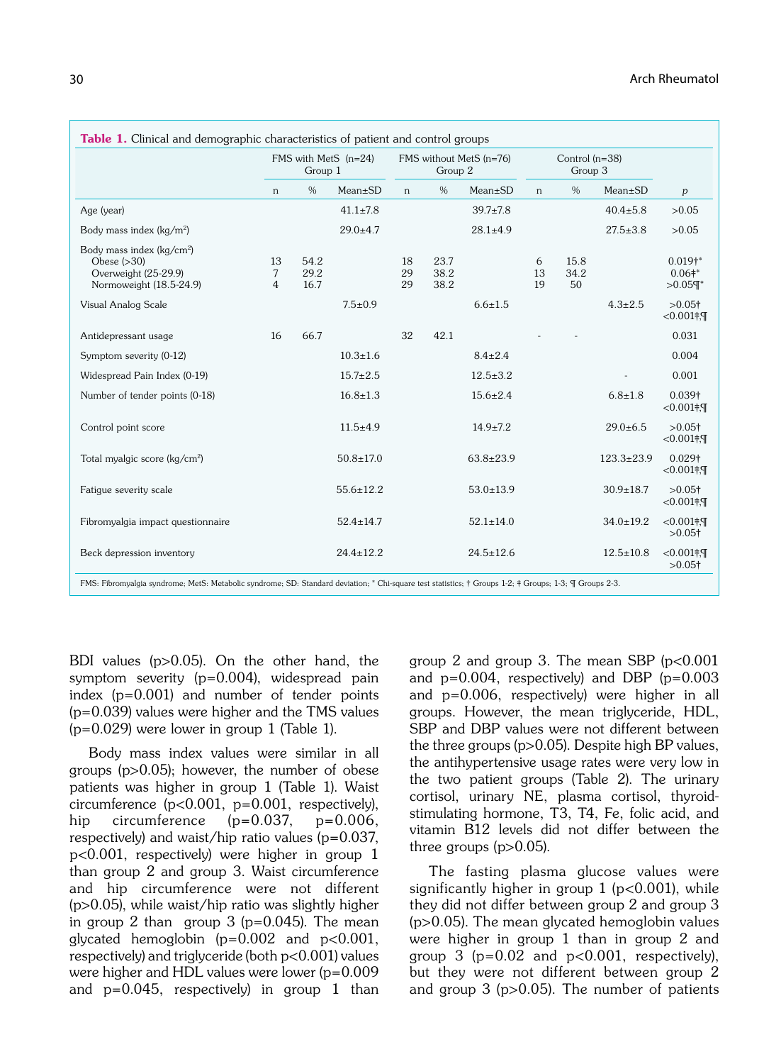**Table 1.** Clinical and demographic characteristics of patient and control groups

| | FMS with MetS (n=24) Group 1 | | | FMS without MetS (n=76) Group 2 | | | Control (n=38) Group 3 | | | |
|---|---|---|---|---|---|---|---|---|---|---|
| | n | % | Mean±SD | n | % | Mean±SD | n | % | Mean±SD | *p* |
| Age (year) | | | 41.1±7.8 | | | 39.7±7.8 | | | 40.4±5.8 | >0.05 |
| Body mass index (kg/m²) | | | 29.0±4.7 | | | 28.1±4.9 | | | 27.5±3.8 | >0.05 |
| Body mass index (kg/cm²) | | | | | | | | | | |
| Obese (>30) | 13 | 54.2 | | 18 | 23.7 | | 6 | 15.8 | | 0.019†* |
| Overweight (25-29.9) | 7 | 29.2 | | 29 | 38.2 | | 13 | 34.2 | | 0.06‡* |
| Normoweight (18.5-24.9) | 4 | 16.7 | | 29 | 38.2 | | 19 | 50 | | >0.05¶* |
| Visual Analog Scale | | | 7.5±0.9 | | | 6.6±1.5 | | | 4.3±2.5 | >0.05† <0.001‡,¶ |
| Antidepressant usage | 16 | 66.7 | | 32 | 42.1 | | - | - | | 0.031 |
| Symptom severity (0-12) | | | 10.3±1.6 | | | 8.4±2.4 | | | | 0.004 |
| Widespread Pain Index (0-19) | | | 15.7±2.5 | | | 12.5±3.2 | | | - | 0.001 |
| Number of tender points (0-18) | | | 16.8±1.3 | | | 15.6±2.4 | | | 6.8±1.8 | 0.039† <0.001‡,¶ |
| Control point score | | | 11.5±4.9 | | | 14.9±7.2 | | | 29.0±6.5 | >0.05† <0.001‡,¶ |
| Total myalgic score (kg/cm²) | | | 50.8±17.0 | | | 63.8±23.9 | | | 123.3±23.9 | 0.029† <0.001‡,¶ |
| Fatigue severity scale | | | 55.6±12.2 | | | 53.0±13.9 | | | 30.9±18.7 | >0.05† <0.001‡,¶ |
| Fibromyalgia impact questionnaire | | | 52.4±14.7 | | | 52.1±14.0 | | | 34.0±19.2 | <0.001‡,¶ >0.05† |
| Beck depression inventory | | | 24.4±12.2 | | | 24.5±12.6 | | | 12.5±10.8 | <0.001‡,¶ >0.05† |

FMS: Fibromyalgia syndrome; MetS: Metabolic syndrome; SD: Standard deviation; * Chi-square test statistics; † Groups 1-2; ‡ Groups; 1-3; ¶ Groups 2-3.

BDI values (p>0.05). On the other hand, the symptom severity (p=0.004), widespread pain index (p=0.001) and number of tender points (p=0.039) values were higher and the TMS values (p=0.029) were lower in group 1 (Table 1).

Body mass index values were similar in all groups (p>0.05); however, the number of obese patients was higher in group 1 (Table 1). Waist circumference (p<0.001, p=0.001, respectively), hip circumference (p=0.037, p=0.006, respectively) and waist/hip ratio values (p=0.037, p<0.001, respectively) were higher in group 1 than group 2 and group 3. Waist circumference and hip circumference were not different (p>0.05), while waist/hip ratio was slightly higher in group 2 than group 3 (p=0.045). The mean glycated hemoglobin (p=0.002 and p<0.001, respectively) and triglyceride (both p<0.001) values were higher and HDL values were lower (p=0.009 and p=0.045, respectively) in group 1 than group 2 and group 3. The mean SBP (p<0.001 and p=0.004, respectively) and DBP (p=0.003 and p=0.006, respectively) were higher in all groups. However, the mean triglyceride, HDL, SBP and DBP values were not different between the three groups (p>0.05). Despite high BP values, the antihypertensive usage rates were very low in the two patient groups (Table 2). The urinary cortisol, urinary NE, plasma cortisol, thyroid-stimulating hormone, T3, T4, Fe, folic acid, and vitamin B12 levels did not differ between the three groups (p>0.05).

The fasting plasma glucose values were significantly higher in group 1 (p<0.001), while they did not differ between group 2 and group 3 (p>0.05). The mean glycated hemoglobin values were higher in group 1 than in group 2 and group 3 (p=0.02 and p<0.001, respectively), but they were not different between group 2 and group 3 (p>0.05). The number of patients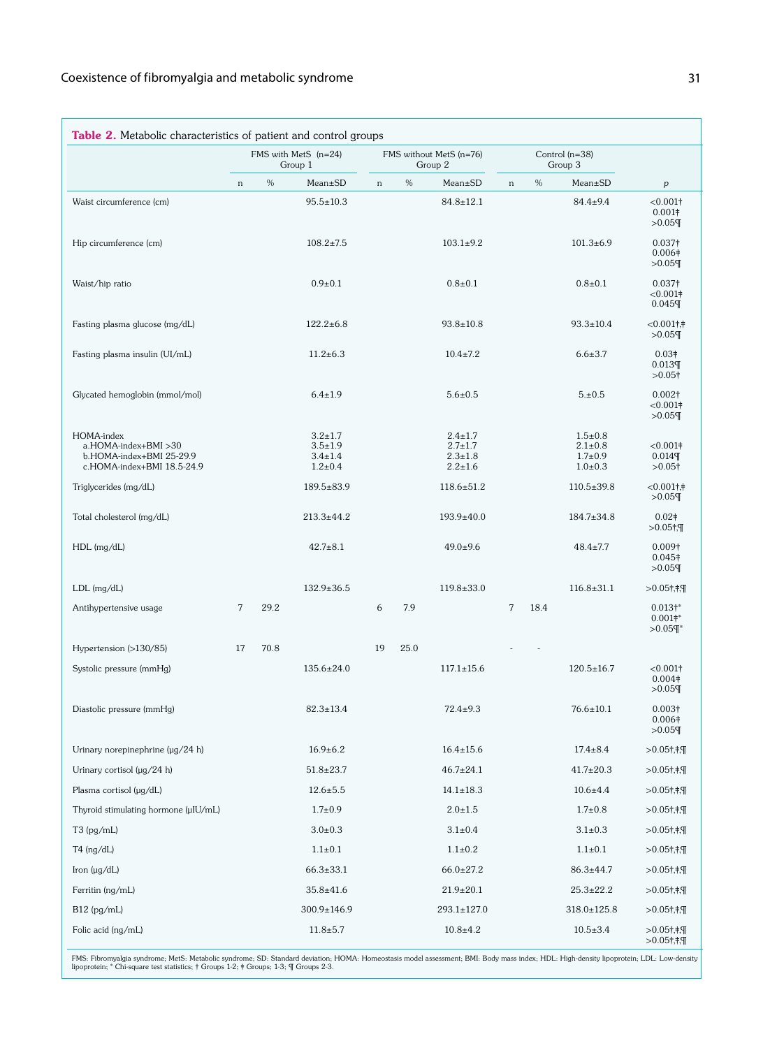**Table 2.** Metabolic characteristics of patient and control groups

| | FMS with MetS (n=24) Group 1 | | | FMS without MetS (n=76) Group 2 | | | Control (n=38) Group 3 | | | |
|---|---|---|---|---|---|---|---|---|---|---|
| | n | % | Mean±SD | n | % | Mean±SD | n | % | Mean±SD | p |
| Waist circumference (cm) | | | 95.5±10.3 | | | 84.8±12.1 | | | 84.4±9.4 | <0.001† 0.001‡ >0.05¶ |
| Hip circumference (cm) | | | 108.2±7.5 | | | 103.1±9.2 | | | 101.3±6.9 | 0.037† 0.006‡ >0.05¶ |
| Waist/hip ratio | | | 0.9±0.1 | | | 0.8±0.1 | | | 0.8±0.1 | 0.037† <0.001‡ 0.045¶ |
| Fasting plasma glucose (mg/dL) | | | 122.2±6.8 | | | 93.8±10.8 | | | 93.3±10.4 | <0.001†,‡ >0.05¶ |
| Fasting plasma insulin (UI/mL) | | | 11.2±6.3 | | | 10.4±7.2 | | | 6.6±3.7 | 0.03‡ 0.013¶ >0.05† |
| Glycated hemoglobin (mmol/mol) | | | 6.4±1.9 | | | 5.6±0.5 | | | 5.±0.5 | 0.002† <0.001‡ >0.05¶ |
| HOMA-index | | | 3.2±1.7 | | | 2.4±1.7 | | | 1.5±0.8 | |
| a.HOMA-index+BMI >30 | | | 3.5±1.9 | | | 2.7±1.7 | | | 2.1±0.8 | <0.001‡ |
| b.HOMA-index+BMI 25-29.9 | | | 3.4±1.4 | | | 2.3±1.8 | | | 1.7±0.9 | 0.014¶ |
| c.HOMA-index+BMI 18.5-24.9 | | | 1.2±0.4 | | | 2.2±1.6 | | | 1.0±0.3 | >0.05† |
| Triglycerides (mg/dL) | | | 189.5±83.9 | | | 118.6±51.2 | | | 110.5±39.8 | <0.001†,‡ >0.05¶ |
| Total cholesterol (mg/dL) | | | 213.3±44.2 | | | 193.9±40.0 | | | 184.7±34.8 | 0.02‡ >0.05†,¶ |
| HDL (mg/dL) | | | 42.7±8.1 | | | 49.0±9.6 | | | 48.4±7.7 | 0.009† 0.045‡ >0.05¶ |
| LDL (mg/dL) | | | 132.9±36.5 | | | 119.8±33.0 | | | 116.8±31.1 | >0.05†,‡,¶ |
| Antihypertensive usage | 7 | 29.2 | | 6 | 7.9 | | 7 | 18.4 | | 0.013†* 0.001‡* >0.05¶* |
| Hypertension (>130/85) | 17 | 70.8 | | 19 | 25.0 | | - | - | | |
| Systolic pressure (mmHg) | | | 135.6±24.0 | | | 117.1±15.6 | | | 120.5±16.7 | <0.001† 0.004‡ >0.05¶ |
| Diastolic pressure (mmHg) | | | 82.3±13.4 | | | 72.4±9.3 | | | 76.6±10.1 | 0.003† 0.006‡ >0.05¶ |
| Urinary norepinephrine (µg/24 h) | | | 16.9±6.2 | | | 16.4±15.6 | | | 17.4±8.4 | >0.05†,‡,¶ |
| Urinary cortisol (µg/24 h) | | | 51.8±23.7 | | | 46.7±24.1 | | | 41.7±20.3 | >0.05†,‡,¶ |
| Plasma cortisol (µg/dL) | | | 12.6±5.5 | | | 14.1±18.3 | | | 10.6±4.4 | >0.05†,‡,¶ |
| Thyroid stimulating hormone (µIU/mL) | | | 1.7±0.9 | | | 2.0±1.5 | | | 1.7±0.8 | >0.05†,‡,¶ |
| T3 (pg/mL) | | | 3.0±0.3 | | | 3.1±0.4 | | | 3.1±0.3 | >0.05†,‡,¶ |
| T4 (ng/dL) | | | 1.1±0.1 | | | 1.1±0.2 | | | 1.1±0.1 | >0.05†,‡,¶ |
| Iron (µg/dL) | | | 66.3±33.1 | | | 66.0±27.2 | | | 86.3±44.7 | >0.05†,‡,¶ |
| Ferritin (ng/mL) | | | 35.8±41.6 | | | 21.9±20.1 | | | 25.3±22.2 | >0.05†,‡,¶ |
| B12 (pg/mL) | | | 300.9±146.9 | | | 293.1±127.0 | | | 318.0±125.8 | >0.05†,‡,¶ |
| Folic acid (ng/mL) | | | 11.8±5.7 | | | 10.8±4.2 | | | 10.5±3.4 | >0.05†,‡,¶ >0.05†,‡,¶ |

FMS: Fibromyalgia syndrome; MetS: Metabolic syndrome; SD: Standard deviation; HOMA: Homeostasis model assessment; BMI: Body mass index; HDL: High-density lipoprotein; LDL: Low-density lipoprotein; * Chi-square test statistics; † Groups 1-2; ‡ Groups; 1-3; ¶ Groups 2-3.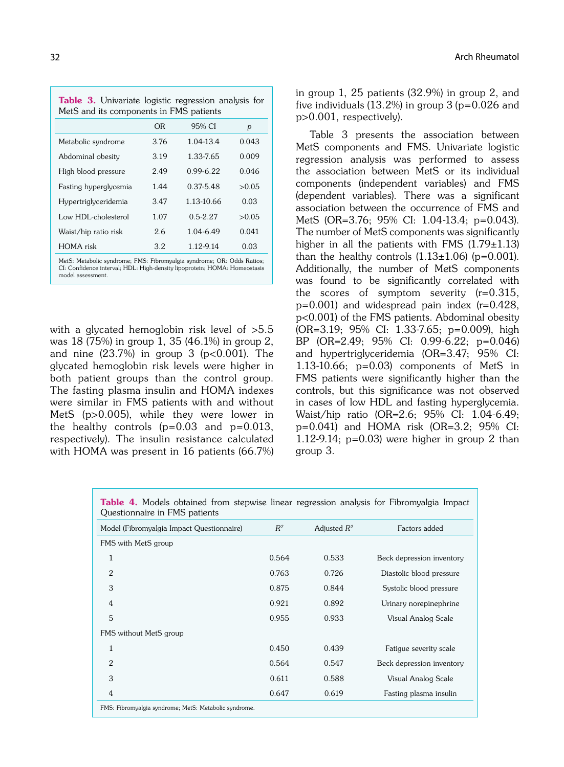**Table 3.** Univariate logistic regression analysis for MetS and its components in FMS patients

| | OR | 95% CI | *p* |
|---|---|---|---|
| Metabolic syndrome | 3.76 | 1.04-13.4 | 0.043 |
| Abdominal obesity | 3.19 | 1.33-7.65 | 0.009 |
| High blood pressure | 2.49 | 0.99-6.22 | 0.046 |
| Fasting hyperglycemia | 1.44 | 0.37-5.48 | >0.05 |
| Hypertriglyceridemia | 3.47 | 1.13-10.66 | 0.03 |
| Low HDL-cholesterol | 1.07 | 0.5-2.27 | >0.05 |
| Waist/hip ratio risk | 2.6 | 1.04-6.49 | 0.041 |
| HOMA risk | 3.2 | 1.12-9.14 | 0.03 |

MetS: Metabolic syndrome; FMS: Fibromyalgia syndrome; OR: Odds Ratios; CI: Confidence interval; HDL: High-density lipoprotein; HOMA: Homeostasis model assessment.

with a glycated hemoglobin risk level of >5.5 was 18 (75%) in group 1, 35 (46.1%) in group 2, and nine (23.7%) in group 3 (p<0.001). The glycated hemoglobin risk levels were higher in both patient groups than the control group. The fasting plasma insulin and HOMA indexes were similar in FMS patients with and without MetS (p>0.005), while they were lower in the healthy controls (p=0.03 and p=0.013, respectively). The insulin resistance calculated with HOMA was present in 16 patients (66.7%) in group 1, 25 patients (32.9%) in group 2, and five individuals (13.2%) in group 3 (p=0.026 and p>0.001, respectively).

Table 3 presents the association between MetS components and FMS. Univariate logistic regression analysis was performed to assess the association between MetS or its individual components (independent variables) and FMS (dependent variables). There was a significant association between the occurrence of FMS and MetS (OR=3.76; 95% CI: 1.04-13.4; p=0.043). The number of MetS components was significantly higher in all the patients with FMS (1.79±1.13) than the healthy controls (1.13±1.06) (p=0.001). Additionally, the number of MetS components was found to be significantly correlated with the scores of symptom severity (r=0.315, p=0.001) and widespread pain index (r=0.428, p<0.001) of the FMS patients. Abdominal obesity (OR=3.19; 95% CI: 1.33-7.65; p=0.009), high BP (OR=2.49; 95% CI: 0.99-6.22; p=0.046) and hypertriglyceridemia (OR=3.47; 95% CI: 1.13-10.66; p=0.03) components of MetS in FMS patients were significantly higher than the controls, but this significance was not observed in cases of low HDL and fasting hyperglycemia. Waist/hip ratio (OR=2.6; 95% CI: 1.04-6.49; p=0.041) and HOMA risk (OR=3.2; 95% CI: 1.12-9.14; p=0.03) were higher in group 2 than group 3.

**Table 4.** Models obtained from stepwise linear regression analysis for Fibromyalgia Impact Questionnaire in FMS patients

| Model (Fibromyalgia Impact Questionnaire) | $R^2$ | Adjusted $R^2$ | Factors added |
|---|---|---|---|
| FMS with MetS group | | | |
| 1 | 0.564 | 0.533 | Beck depression inventory |
| 2 | 0.763 | 0.726 | Diastolic blood pressure |
| 3 | 0.875 | 0.844 | Systolic blood pressure |
| 4 | 0.921 | 0.892 | Urinary norepinephrine |
| 5 | 0.955 | 0.933 | Visual Analog Scale |
| FMS without MetS group | | | |
| 1 | 0.450 | 0.439 | Fatigue severity scale |
| 2 | 0.564 | 0.547 | Beck depression inventory |
| 3 | 0.611 | 0.588 | Visual Analog Scale |
| 4 | 0.647 | 0.619 | Fasting plasma insulin |

FMS: Fibromyalgia syndrome; MetS: Metabolic syndrome.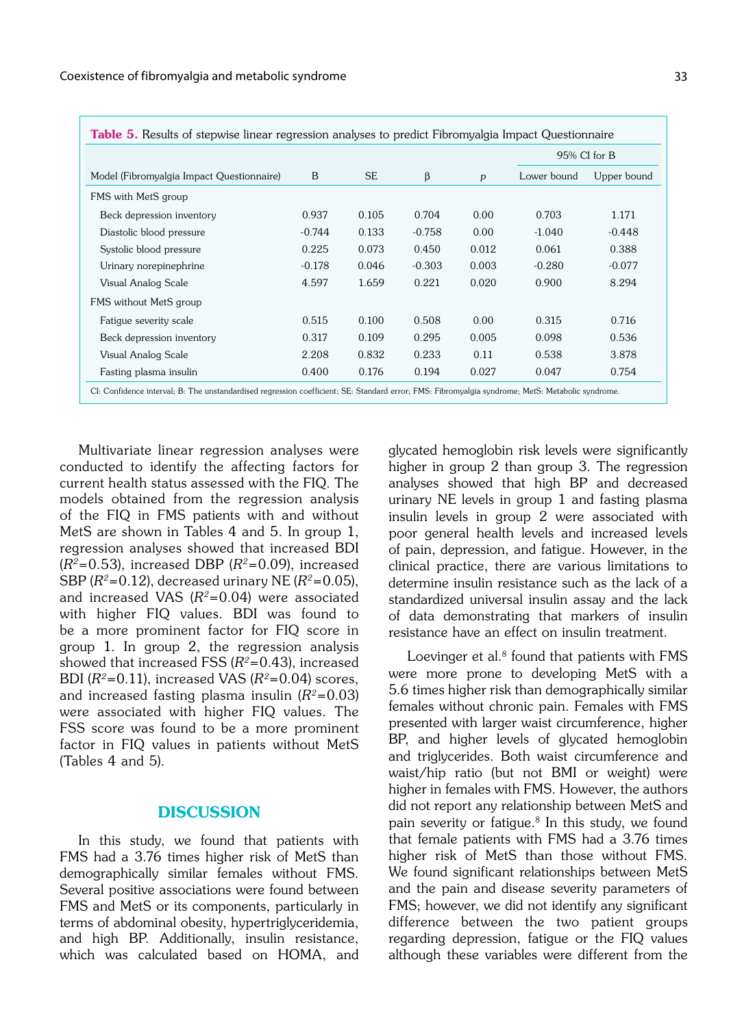**Table 5.** Results of stepwise linear regression analyses to predict Fibromyalgia Impact Questionnaire

| Model (Fibromyalgia Impact Questionnaire) | B | SE | β | *p* | 95% CI for B | |
|---|---|---|---|---|---|---|
| | | | | | Lower bound | Upper bound |
| FMS with MetS group | | | | | | |
| Beck depression inventory | 0.937 | 0.105 | 0.704 | 0.00 | 0.703 | 1.171 |
| Diastolic blood pressure | -0.744 | 0.133 | -0.758 | 0.00 | -1.040 | -0.448 |
| Systolic blood pressure | 0.225 | 0.073 | 0.450 | 0.012 | 0.061 | 0.388 |
| Urinary norepinephrine | -0.178 | 0.046 | -0.303 | 0.003 | -0.280 | -0.077 |
| Visual Analog Scale | 4.597 | 1.659 | 0.221 | 0.020 | 0.900 | 8.294 |
| FMS without MetS group | | | | | | |
| Fatigue severity scale | 0.515 | 0.100 | 0.508 | 0.00 | 0.315 | 0.716 |
| Beck depression inventory | 0.317 | 0.109 | 0.295 | 0.005 | 0.098 | 0.536 |
| Visual Analog Scale | 2.208 | 0.832 | 0.233 | 0.11 | 0.538 | 3.878 |
| Fasting plasma insulin | 0.400 | 0.176 | 0.194 | 0.027 | 0.047 | 0.754 |

CI: Confidence interval; B: The unstandardised regression coefficient; SE: Standard error; FMS: Fibromyalgia syndrome; MetS: Metabolic syndrome.

Multivariate linear regression analyses were conducted to identify the affecting factors for current health status assessed with the FIQ. The models obtained from the regression analysis of the FIQ in FMS patients with and without MetS are shown in Tables 4 and 5. In group 1, regression analyses showed that increased BDI ($R^2$=0.53), increased DBP ($R^2$=0.09), increased SBP ($R^2$=0.12), decreased urinary NE ($R^2$=0.05), and increased VAS ($R^2$=0.04) were associated with higher FIQ values. BDI was found to be a more prominent factor for FIQ score in group 1. In group 2, the regression analysis showed that increased FSS ($R^2$=0.43), increased BDI ($R^2$=0.11), increased VAS ($R^2$=0.04) scores, and increased fasting plasma insulin ($R^2$=0.03) were associated with higher FIQ values. The FSS score was found to be a more prominent factor in FIQ values in patients without MetS (Tables 4 and 5).

## DISCUSSION

In this study, we found that patients with FMS had a 3.76 times higher risk of MetS than demographically similar females without FMS. Several positive associations were found between FMS and MetS or its components, particularly in terms of abdominal obesity, hypertriglyceridemia, and high BP. Additionally, insulin resistance, which was calculated based on HOMA, and glycated hemoglobin risk levels were significantly higher in group 2 than group 3. The regression analyses showed that high BP and decreased urinary NE levels in group 1 and fasting plasma insulin levels in group 2 were associated with poor general health levels and increased levels of pain, depression, and fatigue. However, in the clinical practice, there are various limitations to determine insulin resistance such as the lack of a standardized universal insulin assay and the lack of data demonstrating that markers of insulin resistance have an effect on insulin treatment.

Loevinger et al.[8] found that patients with FMS were more prone to developing MetS with a 5.6 times higher risk than demographically similar females without chronic pain. Females with FMS presented with larger waist circumference, higher BP, and higher levels of glycated hemoglobin and triglycerides. Both waist circumference and waist/hip ratio (but not BMI or weight) were higher in females with FMS. However, the authors did not report any relationship between MetS and pain severity or fatigue.[8] In this study, we found that female patients with FMS had a 3.76 times higher risk of MetS than those without FMS. We found significant relationships between MetS and the pain and disease severity parameters of FMS; however, we did not identify any significant difference between the two patient groups regarding depression, fatigue or the FIQ values although these variables were different from the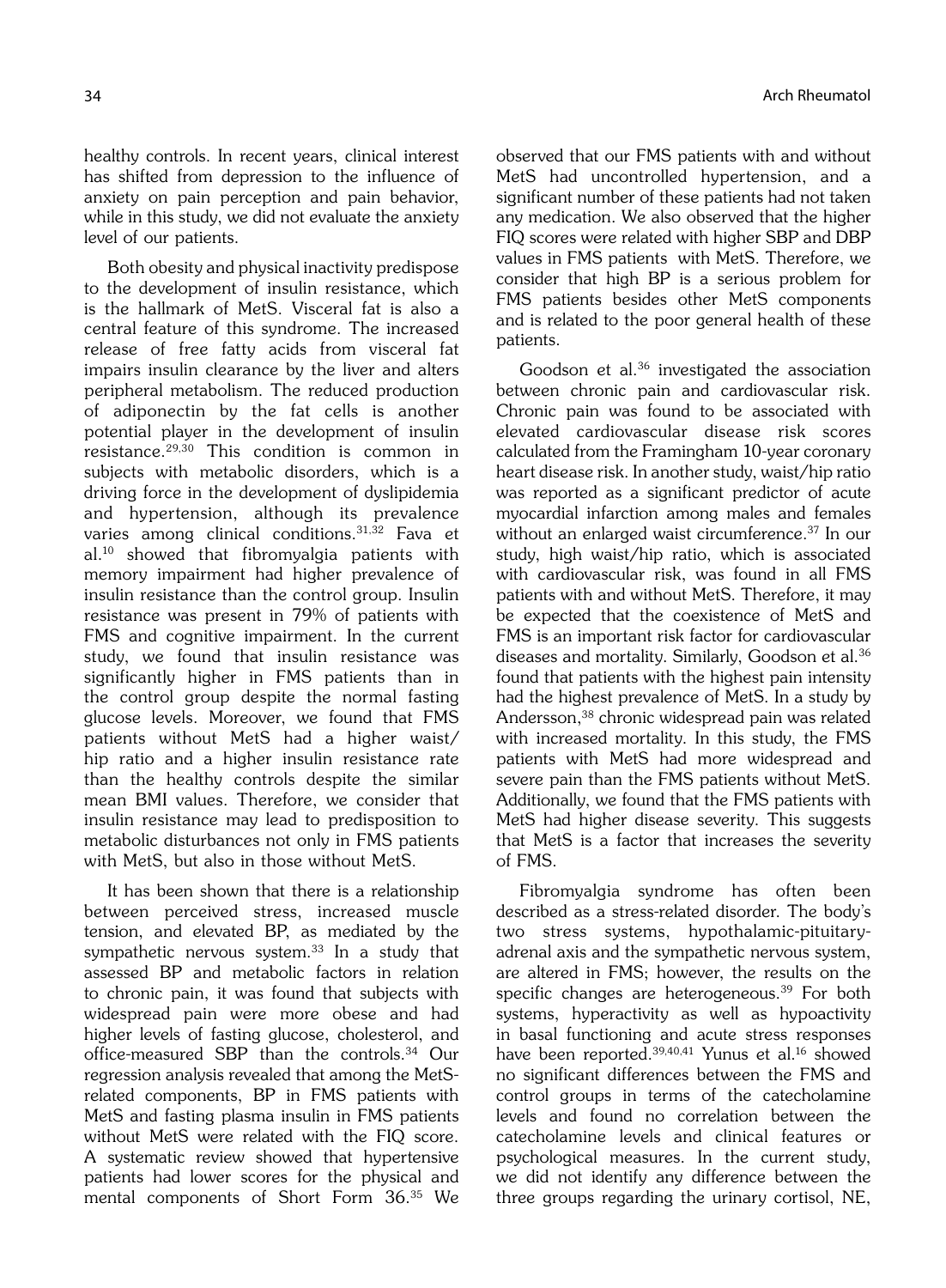healthy controls. In recent years, clinical interest has shifted from depression to the influence of anxiety on pain perception and pain behavior, while in this study, we did not evaluate the anxiety level of our patients.

Both obesity and physical inactivity predispose to the development of insulin resistance, which is the hallmark of MetS. Visceral fat is also a central feature of this syndrome. The increased release of free fatty acids from visceral fat impairs insulin clearance by the liver and alters peripheral metabolism. The reduced production of adiponectin by the fat cells is another potential player in the development of insulin resistance.[29,30] This condition is common in subjects with metabolic disorders, which is a driving force in the development of dyslipidemia and hypertension, although its prevalence varies among clinical conditions.[31,32] Fava et al.[10] showed that fibromyalgia patients with memory impairment had higher prevalence of insulin resistance than the control group. Insulin resistance was present in 79% of patients with FMS and cognitive impairment. In the current study, we found that insulin resistance was significantly higher in FMS patients than in the control group despite the normal fasting glucose levels. Moreover, we found that FMS patients without MetS had a higher waist/hip ratio and a higher insulin resistance rate than the healthy controls despite the similar mean BMI values. Therefore, we consider that insulin resistance may lead to predisposition to metabolic disturbances not only in FMS patients with MetS, but also in those without MetS.

It has been shown that there is a relationship between perceived stress, increased muscle tension, and elevated BP, as mediated by the sympathetic nervous system.[33] In a study that assessed BP and metabolic factors in relation to chronic pain, it was found that subjects with widespread pain were more obese and had higher levels of fasting glucose, cholesterol, and office-measured SBP than the controls.[34] Our regression analysis revealed that among the MetS-related components, BP in FMS patients with MetS and fasting plasma insulin in FMS patients without MetS were related with the FIQ score. A systematic review showed that hypertensive patients had lower scores for the physical and mental components of Short Form 36.[35] We observed that our FMS patients with and without MetS had uncontrolled hypertension, and a significant number of these patients had not taken any medication. We also observed that the higher FIQ scores were related with higher SBP and DBP values in FMS patients with MetS. Therefore, we consider that high BP is a serious problem for FMS patients besides other MetS components and is related to the poor general health of these patients.

Goodson et al.[36] investigated the association between chronic pain and cardiovascular risk. Chronic pain was found to be associated with elevated cardiovascular disease risk scores calculated from the Framingham 10-year coronary heart disease risk. In another study, waist/hip ratio was reported as a significant predictor of acute myocardial infarction among males and females without an enlarged waist circumference.[37] In our study, high waist/hip ratio, which is associated with cardiovascular risk, was found in all FMS patients with and without MetS. Therefore, it may be expected that the coexistence of MetS and FMS is an important risk factor for cardiovascular diseases and mortality. Similarly, Goodson et al.[36] found that patients with the highest pain intensity had the highest prevalence of MetS. In a study by Andersson,[38] chronic widespread pain was related with increased mortality. In this study, the FMS patients with MetS had more widespread and severe pain than the FMS patients without MetS. Additionally, we found that the FMS patients with MetS had higher disease severity. This suggests that MetS is a factor that increases the severity of FMS.

Fibromyalgia syndrome has often been described as a stress-related disorder. The body's two stress systems, hypothalamic-pituitary-adrenal axis and the sympathetic nervous system, are altered in FMS; however, the results on the specific changes are heterogeneous.[39] For both systems, hyperactivity as well as hypoactivity in basal functioning and acute stress responses have been reported.[39,40,41] Yunus et al.[16] showed no significant differences between the FMS and control groups in terms of the catecholamine levels and found no correlation between the catecholamine levels and clinical features or psychological measures. In the current study, we did not identify any difference between the three groups regarding the urinary cortisol, NE,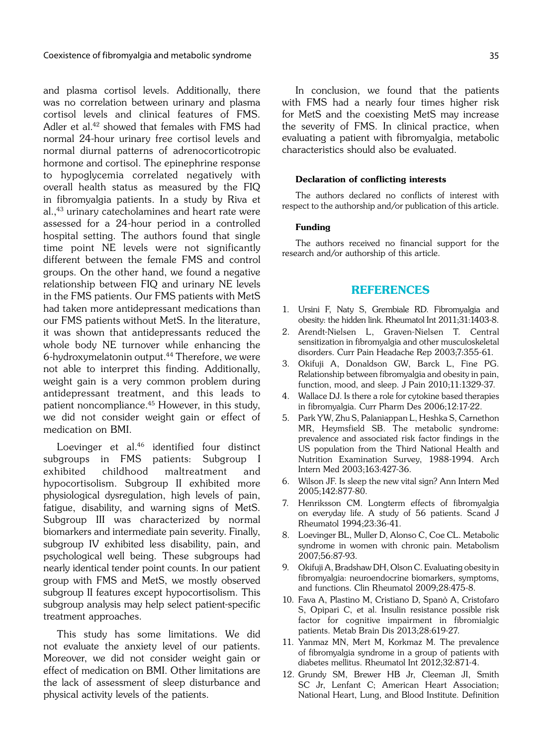and plasma cortisol levels. Additionally, there was no correlation between urinary and plasma cortisol levels and clinical features of FMS. Adler et al.[42] showed that females with FMS had normal 24-hour urinary free cortisol levels and normal diurnal patterns of adrenocorticotropic hormone and cortisol. The epinephrine response to hypoglycemia correlated negatively with overall health status as measured by the FIQ in fibromyalgia patients. In a study by Riva et al.,[43] urinary catecholamines and heart rate were assessed for a 24-hour period in a controlled hospital setting. The authors found that single time point NE levels were not significantly different between the female FMS and control groups. On the other hand, we found a negative relationship between FIQ and urinary NE levels in the FMS patients. Our FMS patients with MetS had taken more antidepressant medications than our FMS patients without MetS. In the literature, it was shown that antidepressants reduced the whole body NE turnover while enhancing the 6-hydroxymelatonin output.[44] Therefore, we were not able to interpret this finding. Additionally, weight gain is a very common problem during antidepressant treatment, and this leads to patient noncompliance.[45] However, in this study, we did not consider weight gain or effect of medication on BMI.

Loevinger et al.[46] identified four distinct subgroups in FMS patients: Subgroup I exhibited childhood maltreatment and hypocortisolism. Subgroup II exhibited more physiological dysregulation, high levels of pain, fatigue, disability, and warning signs of MetS. Subgroup III was characterized by normal biomarkers and intermediate pain severity. Finally, subgroup IV exhibited less disability, pain, and psychological well being. These subgroups had nearly identical tender point counts. In our patient group with FMS and MetS, we mostly observed subgroup II features except hypocortisolism. This subgroup analysis may help select patient-specific treatment approaches.

This study has some limitations. We did not evaluate the anxiety level of our patients. Moreover, we did not consider weight gain or effect of medication on BMI. Other limitations are the lack of assessment of sleep disturbance and physical activity levels of the patients.

In conclusion, we found that the patients with FMS had a nearly four times higher risk for MetS and the coexisting MetS may increase the severity of FMS. In clinical practice, when evaluating a patient with fibromyalgia, metabolic characteristics should also be evaluated.

#### Declaration of conflicting interests

The authors declared no conflicts of interest with respect to the authorship and/or publication of this article.

#### Funding

The authors received no financial support for the research and/or authorship of this article.

## REFERENCES

1. Ursini F, Naty S, Grembiale RD. Fibromyalgia and obesity: the hidden link. Rheumatol Int 2011;31:1403-8.
2. Arendt-Nielsen L, Graven-Nielsen T. Central sensitization in fibromyalgia and other musculoskeletal disorders. Curr Pain Headache Rep 2003;7:355-61.
3. Okifuji A, Donaldson GW, Barck L, Fine PG. Relationship between fibromyalgia and obesity in pain, function, mood, and sleep. J Pain 2010;11:1329-37.
4. Wallace DJ. Is there a role for cytokine based therapies in fibromyalgia. Curr Pharm Des 2006;12:17-22.
5. Park YW, Zhu S, Palaniappan L, Heshka S, Carnethon MR, Heymsfield SB. The metabolic syndrome: prevalence and associated risk factor findings in the US population from the Third National Health and Nutrition Examination Survey, 1988-1994. Arch Intern Med 2003;163:427-36.
6. Wilson JF. Is sleep the new vital sign? Ann Intern Med 2005;142:877-80.
7. Henriksson CM. Longterm effects of fibromyalgia on everyday life. A study of 56 patients. Scand J Rheumatol 1994;23:36-41.
8. Loevinger BL, Muller D, Alonso C, Coe CL. Metabolic syndrome in women with chronic pain. Metabolism 2007;56:87-93.
9. Okifuji A, Bradshaw DH, Olson C. Evaluating obesity in fibromyalgia: neuroendocrine biomarkers, symptoms, and functions. Clin Rheumatol 2009;28:475-8.
10. Fava A, Plastino M, Cristiano D, Spanò A, Cristofaro S, Opipari C, et al. Insulin resistance possible risk factor for cognitive impairment in fibromialgic patients. Metab Brain Dis 2013;28:619-27.
11. Yanmaz MN, Mert M, Korkmaz M. The prevalence of fibromyalgia syndrome in a group of patients with diabetes mellitus. Rheumatol Int 2012;32:871-4.
12. Grundy SM, Brewer HB Jr, Cleeman JI, Smith SC Jr, Lenfant C; American Heart Association; National Heart, Lung, and Blood Institute. Definition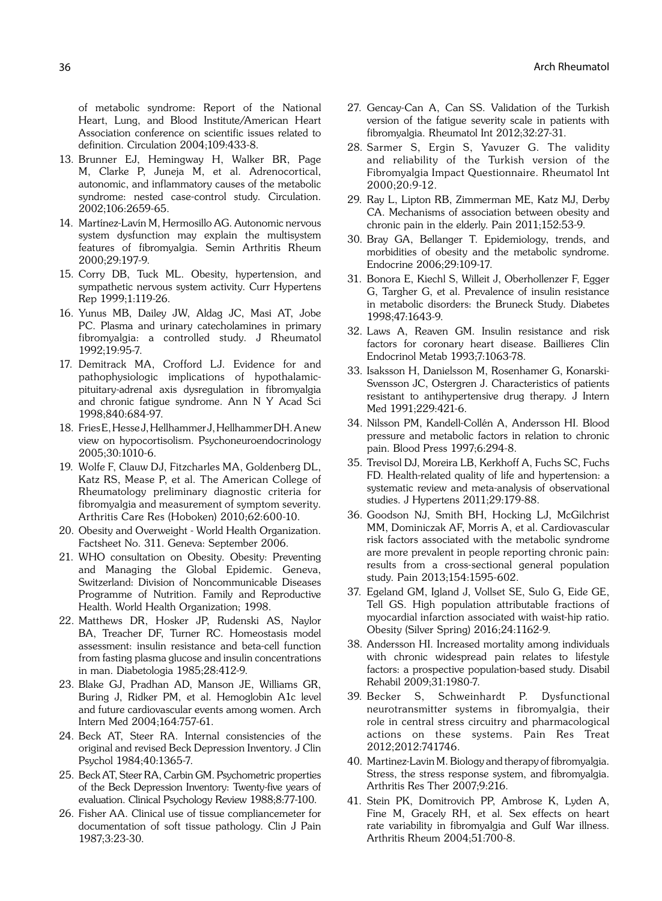of metabolic syndrome: Report of the National Heart, Lung, and Blood Institute/American Heart Association conference on scientific issues related to definition. Circulation 2004;109:433-8.

13. Brunner EJ, Hemingway H, Walker BR, Page M, Clarke P, Juneja M, et al. Adrenocortical, autonomic, and inflammatory causes of the metabolic syndrome: nested case-control study. Circulation. 2002;106:2659-65.
14. Martínez-Lavín M, Hermosillo AG. Autonomic nervous system dysfunction may explain the multisystem features of fibromyalgia. Semin Arthritis Rheum 2000;29:197-9.
15. Corry DB, Tuck ML. Obesity, hypertension, and sympathetic nervous system activity. Curr Hypertens Rep 1999;1:119-26.
16. Yunus MB, Dailey JW, Aldag JC, Masi AT, Jobe PC. Plasma and urinary catecholamines in primary fibromyalgia: a controlled study. J Rheumatol 1992;19:95-7.
17. Demitrack MA, Crofford LJ. Evidence for and pathophysiologic implications of hypothalamic-pituitary-adrenal axis dysregulation in fibromyalgia and chronic fatigue syndrome. Ann N Y Acad Sci 1998;840:684-97.
18. Fries E, Hesse J, Hellhammer J, Hellhammer DH. A new view on hypocortisolism. Psychoneuroendocrinology 2005;30:1010-6.
19. Wolfe F, Clauw DJ, Fitzcharles MA, Goldenberg DL, Katz RS, Mease P, et al. The American College of Rheumatology preliminary diagnostic criteria for fibromyalgia and measurement of symptom severity. Arthritis Care Res (Hoboken) 2010;62:600-10.
20. Obesity and Overweight - World Health Organization. Factsheet No. 311. Geneva: September 2006.
21. WHO consultation on Obesity. Obesity: Preventing and Managing the Global Epidemic. Geneva, Switzerland: Division of Noncommunicable Diseases Programme of Nutrition. Family and Reproductive Health. World Health Organization; 1998.
22. Matthews DR, Hosker JP, Rudenski AS, Naylor BA, Treacher DF, Turner RC. Homeostasis model assessment: insulin resistance and beta-cell function from fasting plasma glucose and insulin concentrations in man. Diabetologia 1985;28:412-9.
23. Blake GJ, Pradhan AD, Manson JE, Williams GR, Buring J, Ridker PM, et al. Hemoglobin A1c level and future cardiovascular events among women. Arch Intern Med 2004;164:757-61.
24. Beck AT, Steer RA. Internal consistencies of the original and revised Beck Depression Inventory. J Clin Psychol 1984;40:1365-7.
25. Beck AT, Steer RA, Carbin GM. Psychometric properties of the Beck Depression Inventory: Twenty-five years of evaluation. Clinical Psychology Review 1988;8:77-100.
26. Fisher AA. Clinical use of tissue compliancemeter for documentation of soft tissue pathology. Clin J Pain 1987;3:23-30.
27. Gencay-Can A, Can SS. Validation of the Turkish version of the fatigue severity scale in patients with fibromyalgia. Rheumatol Int 2012;32:27-31.
28. Sarmer S, Ergin S, Yavuzer G. The validity and reliability of the Turkish version of the Fibromyalgia Impact Questionnaire. Rheumatol Int 2000;20:9-12.
29. Ray L, Lipton RB, Zimmerman ME, Katz MJ, Derby CA. Mechanisms of association between obesity and chronic pain in the elderly. Pain 2011;152:53-9.
30. Bray GA, Bellanger T. Epidemiology, trends, and morbidities of obesity and the metabolic syndrome. Endocrine 2006;29:109-17.
31. Bonora E, Kiechl S, Willeit J, Oberhollenzer F, Egger G, Targher G, et al. Prevalence of insulin resistance in metabolic disorders: the Bruneck Study. Diabetes 1998;47:1643-9.
32. Laws A, Reaven GM. Insulin resistance and risk factors for coronary heart disease. Baillieres Clin Endocrinol Metab 1993;7:1063-78.
33. Isaksson H, Danielsson M, Rosenhamer G, Konarski-Svensson JC, Ostergren J. Characteristics of patients resistant to antihypertensive drug therapy. J Intern Med 1991;229:421-6.
34. Nilsson PM, Kandell-Collén A, Andersson HI. Blood pressure and metabolic factors in relation to chronic pain. Blood Press 1997;6:294-8.
35. Trevisol DJ, Moreira LB, Kerkhoff A, Fuchs SC, Fuchs FD. Health-related quality of life and hypertension: a systematic review and meta-analysis of observational studies. J Hypertens 2011;29:179-88.
36. Goodson NJ, Smith BH, Hocking LJ, McGilchrist MM, Dominiczak AF, Morris A, et al. Cardiovascular risk factors associated with the metabolic syndrome are more prevalent in people reporting chronic pain: results from a cross-sectional general population study. Pain 2013;154:1595-602.
37. Egeland GM, Igland J, Vollset SE, Sulo G, Eide GE, Tell GS. High population attributable fractions of myocardial infarction associated with waist-hip ratio. Obesity (Silver Spring) 2016;24:1162-9.
38. Andersson HI. Increased mortality among individuals with chronic widespread pain relates to lifestyle factors: a prospective population-based study. Disabil Rehabil 2009;31:1980-7.
39. Becker S, Schweinhardt P. Dysfunctional neurotransmitter systems in fibromyalgia, their role in central stress circuitry and pharmacological actions on these systems. Pain Res Treat 2012;2012:741746.
40. Martinez-Lavin M. Biology and therapy of fibromyalgia. Stress, the stress response system, and fibromyalgia. Arthritis Res Ther 2007;9:216.
41. Stein PK, Domitrovich PP, Ambrose K, Lyden A, Fine M, Gracely RH, et al. Sex effects on heart rate variability in fibromyalgia and Gulf War illness. Arthritis Rheum 2004;51:700-8.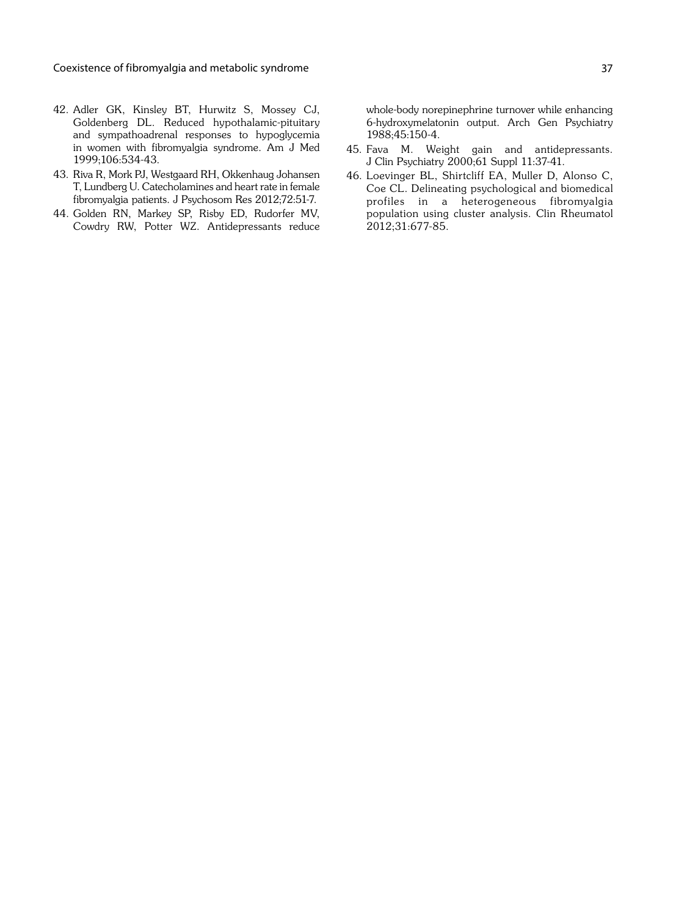42. Adler GK, Kinsley BT, Hurwitz S, Mossey CJ, Goldenberg DL. Reduced hypothalamic-pituitary and sympathoadrenal responses to hypoglycemia in women with fibromyalgia syndrome. Am J Med 1999;106:534-43.
43. Riva R, Mork PJ, Westgaard RH, Okkenhaug Johansen T, Lundberg U. Catecholamines and heart rate in female fibromyalgia patients. J Psychosom Res 2012;72:51-7.
44. Golden RN, Markey SP, Risby ED, Rudorfer MV, Cowdry RW, Potter WZ. Antidepressants reduce whole-body norepinephrine turnover while enhancing 6-hydroxymelatonin output. Arch Gen Psychiatry 1988;45:150-4.
45. Fava M. Weight gain and antidepressants. J Clin Psychiatry 2000;61 Suppl 11:37-41.
46. Loevinger BL, Shirtcliff EA, Muller D, Alonso C, Coe CL. Delineating psychological and biomedical profiles in a heterogeneous fibromyalgia population using cluster analysis. Clin Rheumatol 2012;31:677-85.